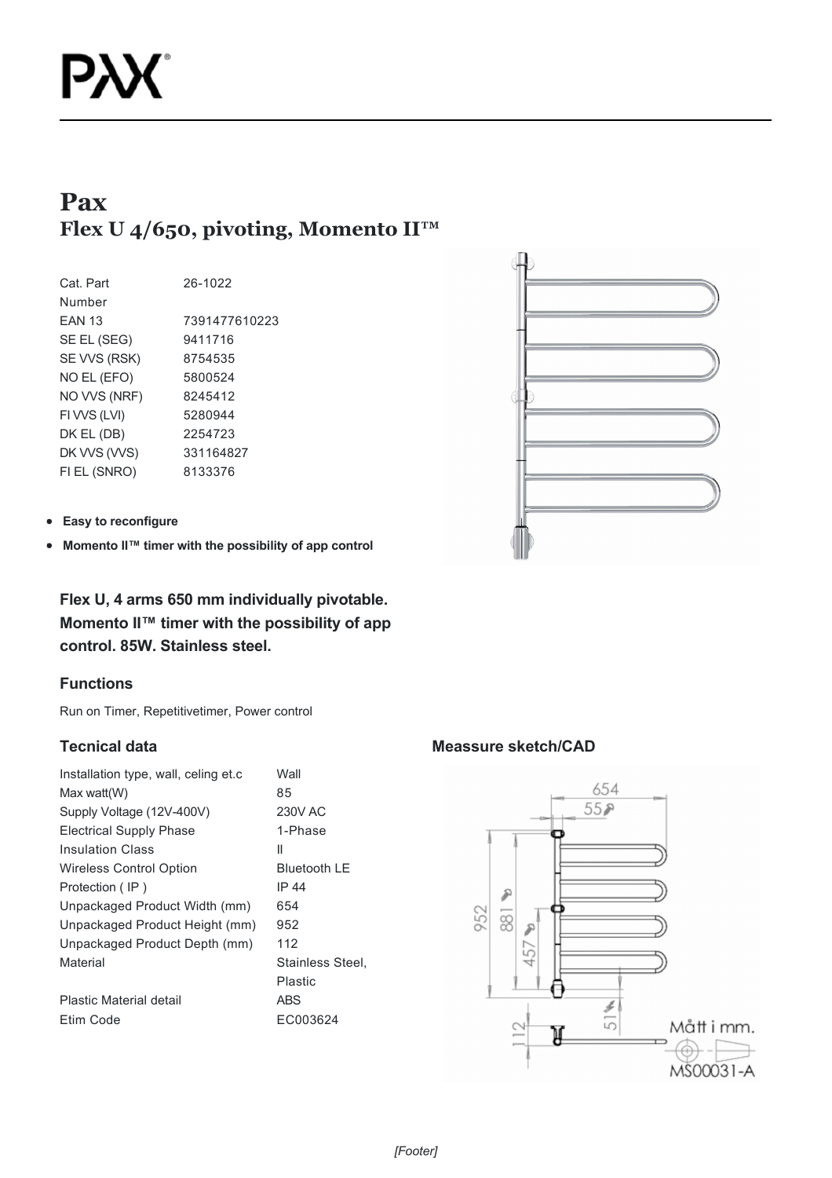# Pax

## Flex U 4/650, pivoting, Momento II™

| | |
|---|---|
| Cat. Part Number | 26-1022 |
| EAN 13 | 7391477610223 |
| SE EL (SEG) | 9411716 |
| SE VVS (RSK) | 8754535 |
| NO EL (EFO) | 5800524 |
| NO VVS (NRF) | 8245412 |
| FI VVS (LVI) | 5280944 |
| DK EL (DB) | 2254723 |
| DK VVS (VVS) | 331164827 |
| FI EL (SNRO) | 8133376 |

- **Easy to reconfigure**
- **Momento II™ timer with the possibility of app control**

**Flex U, 4 arms 650 mm individually pivotable. Momento II™ timer with the possibility of app control. 85W. Stainless steel.**

### Functions

Run on Timer, Repetitivetimer, Power control

### Tecnical data

| | |
|---|---|
| Installation type, wall, celing et.c | Wall |
| Max watt(W) | 85 |
| Supply Voltage (12V-400V) | 230V AC |
| Electrical Supply Phase | 1-Phase |
| Insulation Class | II |
| Wireless Control Option | Bluetooth LE |
| Protection ( IP ) | IP 44 |
| Unpackaged Product Width (mm) | 654 |
| Unpackaged Product Height (mm) | 952 |
| Unpackaged Product Depth (mm) | 112 |
| Material | Stainless Steel, Plastic |
| Plastic Material detail | ABS |
| Etim Code | EC003624 |

### Meassure sketch/CAD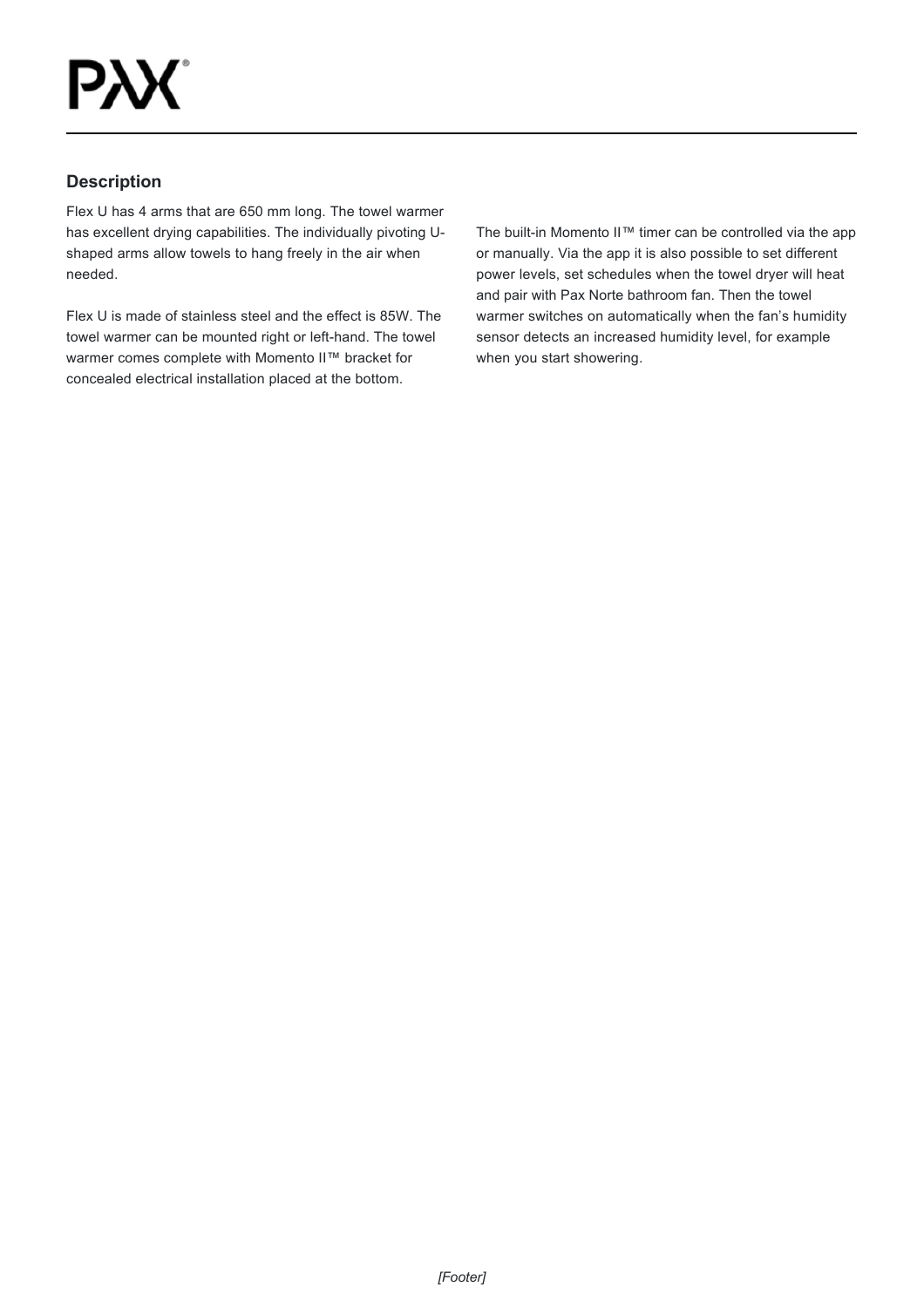## Description

Flex U has 4 arms that are 650 mm long. The towel warmer has excellent drying capabilities. The individually pivoting U-shaped arms allow towels to hang freely in the air when needed.

Flex U is made of stainless steel and the effect is 85W. The towel warmer can be mounted right or left-hand. The towel warmer comes complete with Momento II™ bracket for concealed electrical installation placed at the bottom.

The built-in Momento II™ timer can be controlled via the app or manually. Via the app it is also possible to set different power levels, set schedules when the towel dryer will heat and pair with Pax Norte bathroom fan. Then the towel warmer switches on automatically when the fan's humidity sensor detects an increased humidity level, for example when you start showering.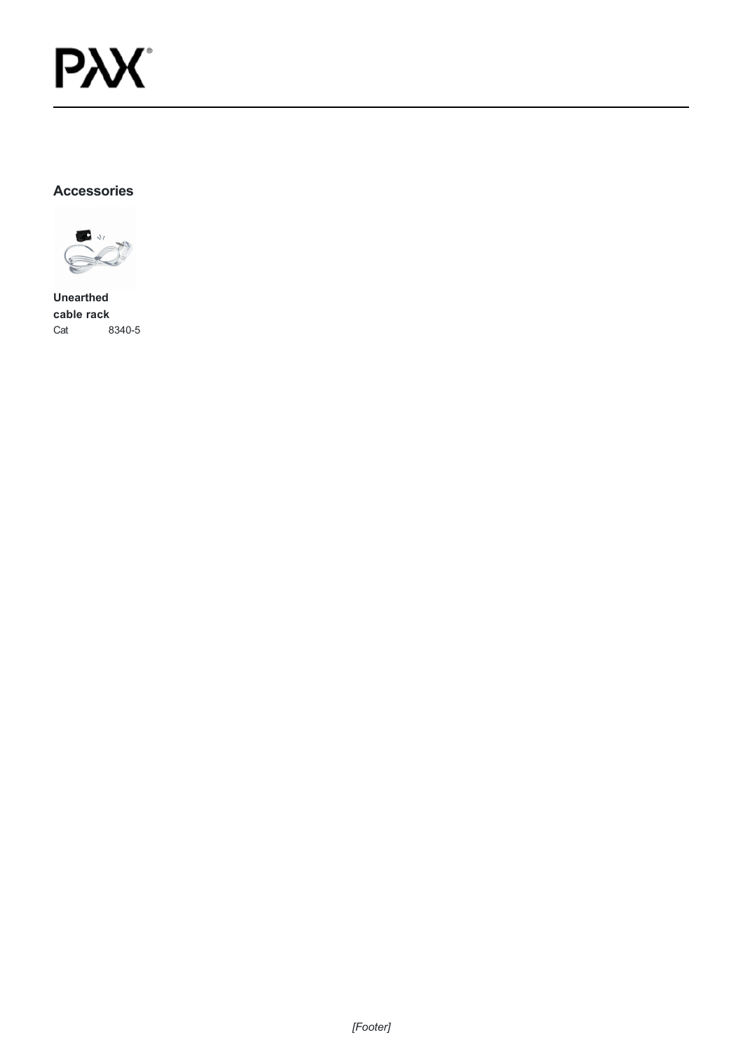## Accessories

**Unearthed cable rack**

Cat 8340-5